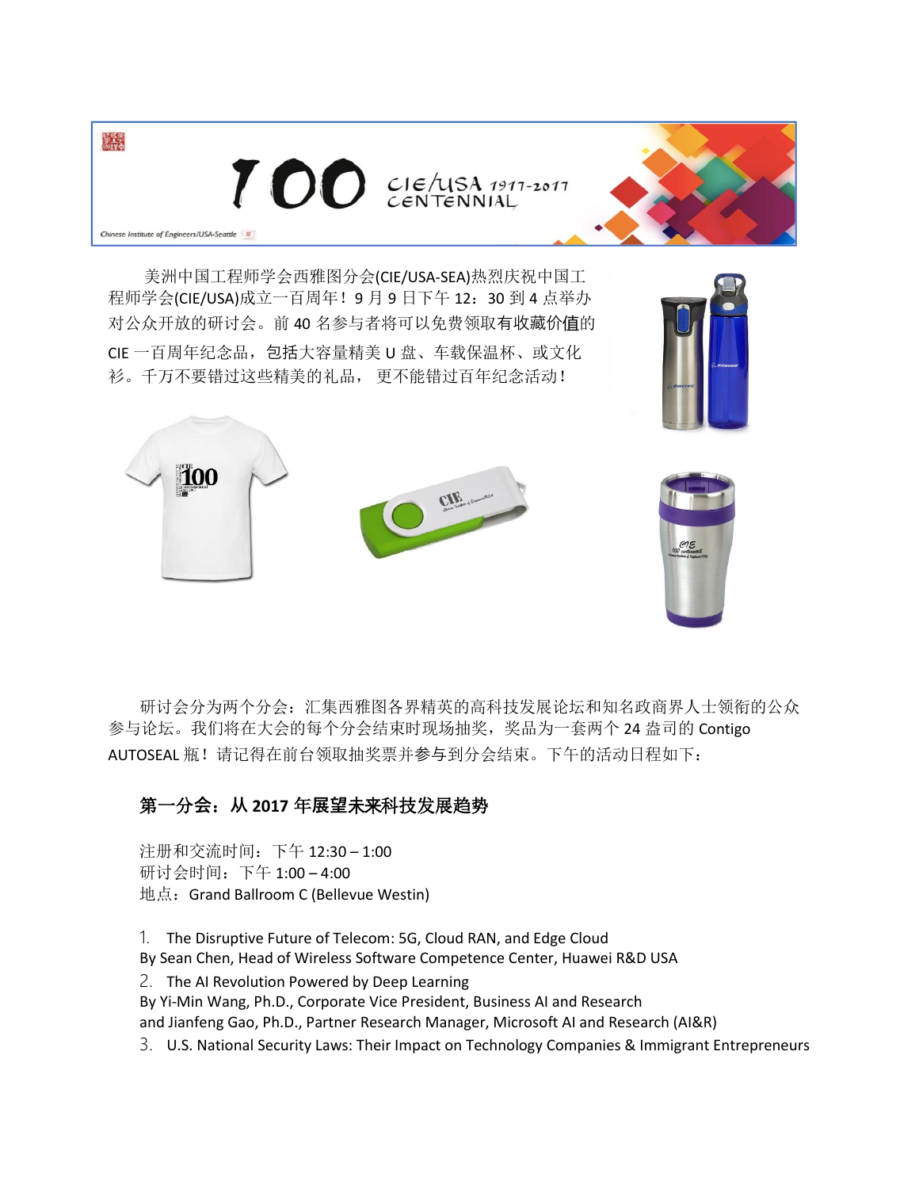美洲中国工程师学会西雅图分会(CIE/USA-SEA)热烈庆祝中国工程师学会(CIE/USA)成立一百周年！9 月 9 日下午 12：30 到 4 点举办对公众开放的研讨会。前 40 名参与者将可以免费领取**有收藏价值**的 CIE 一百周年纪念品，**包括**大容量精美 U 盘、车载保温杯、或文化衫。千万不要错过这些精美的礼品， 更不能错过百年纪念活动！

研讨会分为两个分会：汇集西雅图各界精英的高科技发展论坛和知名政商界人士领衔的公众参与论坛。我们将在大会的每个分会结束时现场抽奖，奖品为一套两个 24 盎司的 Contigo AUTOSEAL 瓶！请记得在前台领取抽奖票并参与到分会结束。下午的活动日程如下：

### 第一分会：从 2017 年展望未来科技发展趋势

注册和交流时间：下午 12:30 – 1:00
研讨会时间：下午 1:00 – 4:00
地点：Grand Ballroom C (Bellevue Westin)

1. The Disruptive Future of Telecom: 5G, Cloud RAN, and Edge Cloud
By Sean Chen, Head of Wireless Software Competence Center, Huawei R&D USA
2. The AI Revolution Powered by Deep Learning
By Yi-Min Wang, Ph.D., Corporate Vice President, Business AI and Research
and Jianfeng Gao, Ph.D., Partner Research Manager, Microsoft AI and Research (AI&R)
3. U.S. National Security Laws: Their Impact on Technology Companies & Immigrant Entrepreneurs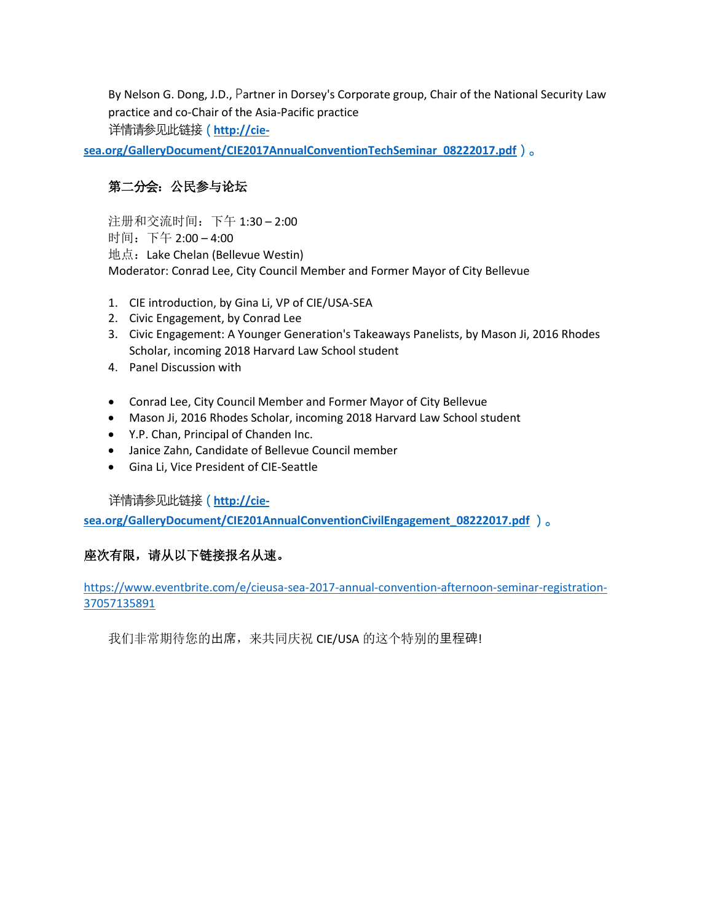By Nelson G. Dong, J.D., Partner in Dorsey's Corporate group, Chair of the National Security Law practice and co-Chair of the Asia-Pacific practice

详情请参见此链接（**http://cie-sea.org/GalleryDocument/CIE2017AnnualConventionTechSeminar_08222017.pdf**）。

**第二分会：公民参与论坛**

注册和交流时间：下午 1:30 – 2:00
时间：下午 2:00 – 4:00
地点：Lake Chelan (Bellevue Westin)
Moderator: Conrad Lee, City Council Member and Former Mayor of City Bellevue

1. CIE introduction, by Gina Li, VP of CIE/USA-SEA
2. Civic Engagement, by Conrad Lee
3. Civic Engagement: A Younger Generation's Takeaways Panelists, by Mason Ji, 2016 Rhodes Scholar, incoming 2018 Harvard Law School student
4. Panel Discussion with

- Conrad Lee, City Council Member and Former Mayor of City Bellevue
- Mason Ji, 2016 Rhodes Scholar, incoming 2018 Harvard Law School student
- Y.P. Chan, Principal of Chanden Inc.
- Janice Zahn, Candidate of Bellevue Council member
- Gina Li, Vice President of CIE-Seattle

详情请参见此链接（**http://cie-sea.org/GalleryDocument/CIE201AnnualConventionCivilEngagement_08222017.pdf**）。

**座次有限，请从以下链接报名从速。**

https://www.eventbrite.com/e/cieusa-sea-2017-annual-convention-afternoon-seminar-registration-37057135891

我们非常期待您的出席，来共同庆祝 CIE/USA 的这个特别的里程碑!